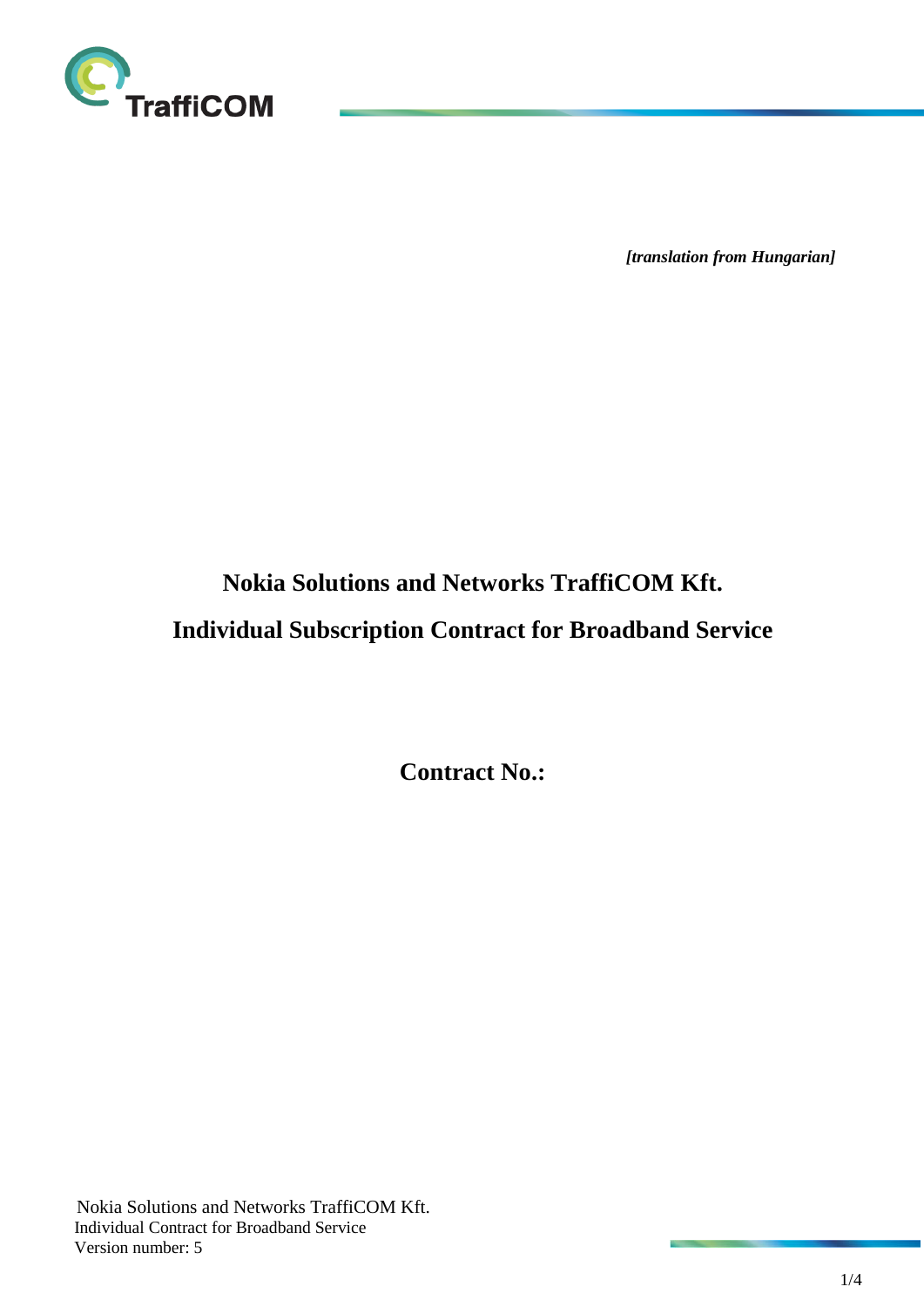*[translation from Hungarian]*

# Nokia Solutions and Networks TraffiCOM Kft.

# Individual Subscription Contract for Broadband Service

## Contract No.: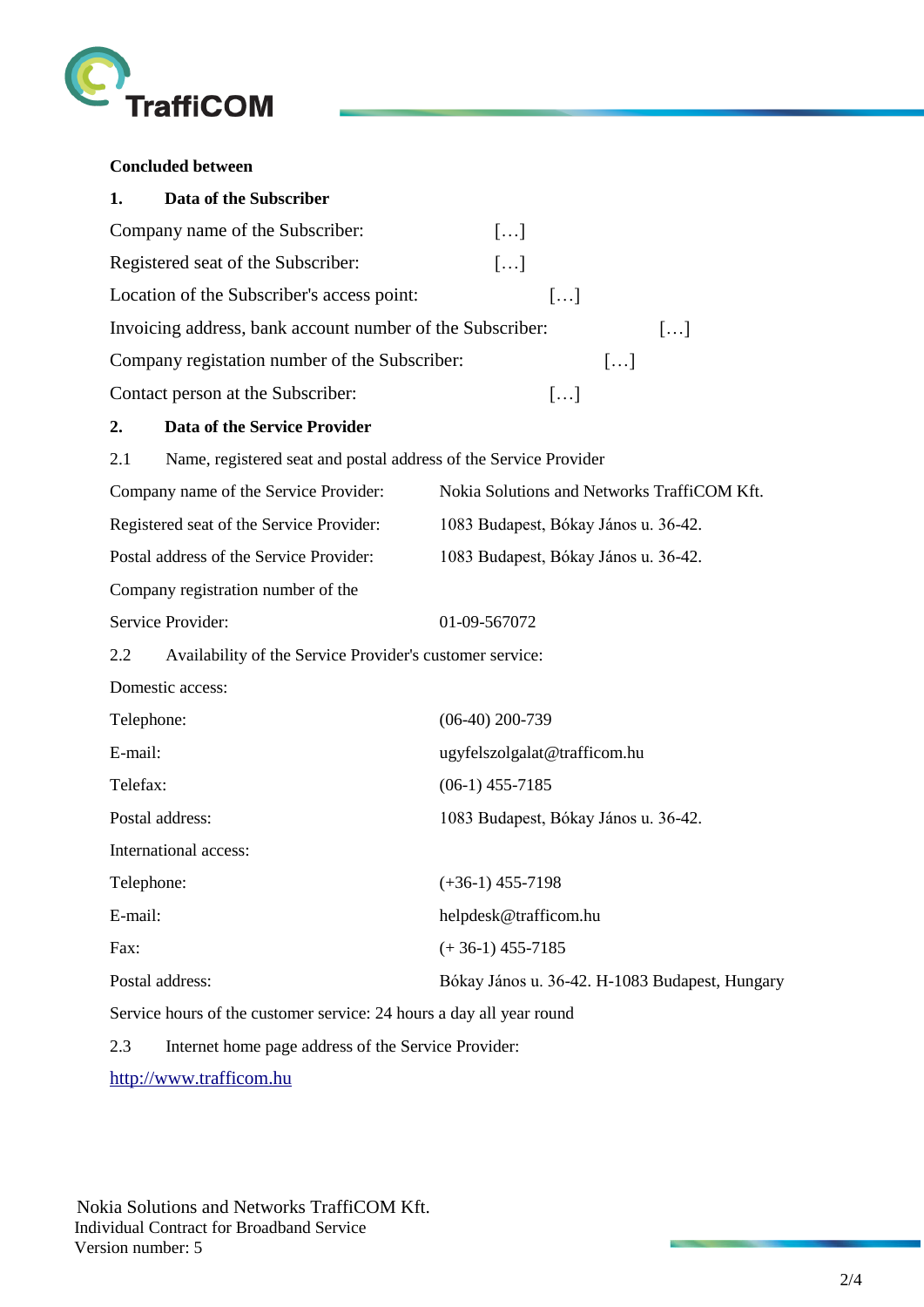**Concluded between**

## 1. Data of the Subscriber

Company name of the Subscriber: […]

Registered seat of the Subscriber: […]

Location of the Subscriber's access point: […]

Invoicing address, bank account number of the Subscriber: […]

Company registation number of the Subscriber: […]

Contact person at the Subscriber: […]

## 2. Data of the Service Provider

2.1 Name, registered seat and postal address of the Service Provider

| | |
|---|---|
| Company name of the Service Provider: | Nokia Solutions and Networks TraffiCOM Kft. |
| Registered seat of the Service Provider: | 1083 Budapest, Bókay János u. 36-42. |
| Postal address of the Service Provider: | 1083 Budapest, Bókay János u. 36-42. |
| Company registration number of the Service Provider: | 01-09-567072 |

2.2 Availability of the Service Provider's customer service:

Domestic access:

| | |
|---|---|
| Telephone: | (06-40) 200-739 |
| E-mail: | ugyfelszolgalat@trafficom.hu |
| Telefax: | (06-1) 455-7185 |
| Postal address: | 1083 Budapest, Bókay János u. 36-42. |

International access:

| | |
|---|---|
| Telephone: | (+36-1) 455-7198 |
| E-mail: | helpdesk@trafficom.hu |
| Fax: | (+ 36-1) 455-7185 |
| Postal address: | Bókay János u. 36-42. H-1083 Budapest, Hungary |

Service hours of the customer service: 24 hours a day all year round

2.3 Internet home page address of the Service Provider:

http://www.trafficom.hu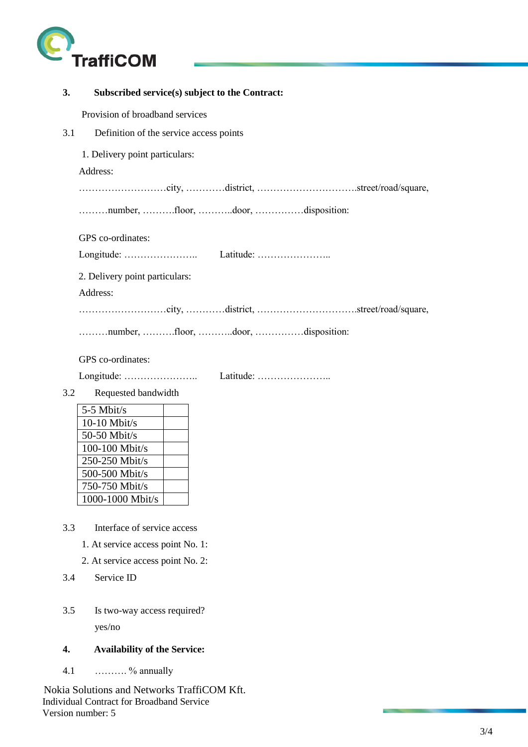## 3. Subscribed service(s) subject to the Contract:

Provision of broadband services

3.1 Definition of the service access points

1. Delivery point particulars:

Address:

………………………city, …………district, ………………………….street/road/square,

………number, ……….floor, ………..door, ……………disposition:

GPS co-ordinates:

Longitude: ………………….. Latitude: …………………..

2. Delivery point particulars:

Address:

………………………city, …………district, ………………………….street/road/square,

………number, ……….floor, ………..door, ……………disposition:

GPS co-ordinates:

Longitude: ………………….. Latitude: …………………..

3.2 Requested bandwidth

| | |
|---|---|
| 5-5 Mbit/s | |
| 10-10 Mbit/s | |
| 50-50 Mbit/s | |
| 100-100 Mbit/s | |
| 250-250 Mbit/s | |
| 500-500 Mbit/s | |
| 750-750 Mbit/s | |
| 1000-1000 Mbit/s | |

3.3 Interface of service access

1. At service access point No. 1:
2. At service access point No. 2:

3.4 Service ID

3.5 Is two-way access required?

yes/no

## 4. Availability of the Service:

4.1 ………. % annually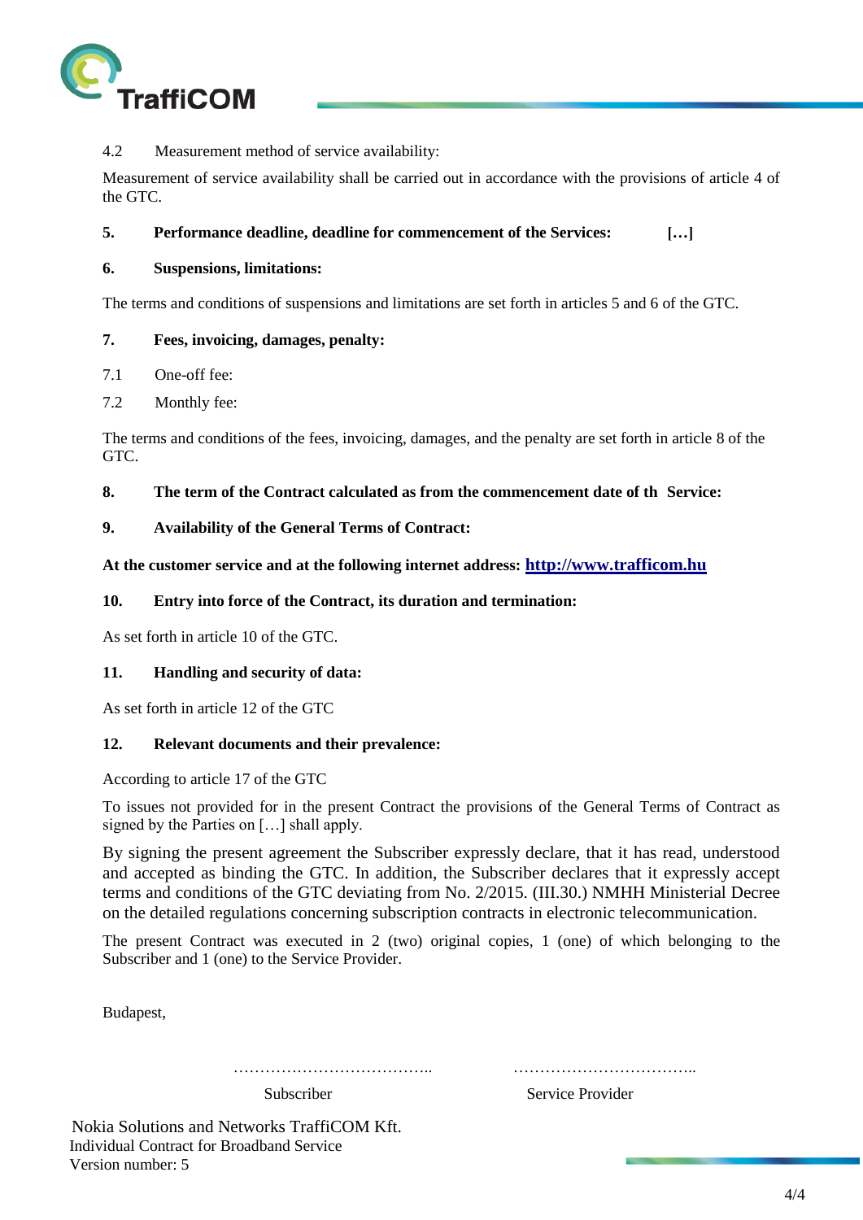4.2 Measurement method of service availability:

Measurement of service availability shall be carried out in accordance with the provisions of article 4 of the GTC.

**5. Performance deadline, deadline for commencement of the Services: […]**

**6. Suspensions, limitations:**

The terms and conditions of suspensions and limitations are set forth in articles 5 and 6 of the GTC.

**7. Fees, invoicing, damages, penalty:**

7.1 One-off fee:

7.2 Monthly fee:

The terms and conditions of the fees, invoicing, damages, and the penalty are set forth in article 8 of the GTC.

**8. The term of the Contract calculated as from the commencement date of th Service:**

**9. Availability of the General Terms of Contract:**

**At the customer service and at the following internet address: [http://www.trafficom.hu](http://www.trafficom.hu)**

**10. Entry into force of the Contract, its duration and termination:**

As set forth in article 10 of the GTC.

**11. Handling and security of data:**

As set forth in article 12 of the GTC

**12. Relevant documents and their prevalence:**

According to article 17 of the GTC

To issues not provided for in the present Contract the provisions of the General Terms of Contract as signed by the Parties on […] shall apply.

By signing the present agreement the Subscriber expressly declare, that it has read, understood and accepted as binding the GTC. In addition, the Subscriber declares that it expressly accept terms and conditions of the GTC deviating from No. 2/2015. (III.30.) NMHH Ministerial Decree on the detailed regulations concerning subscription contracts in electronic telecommunication.

The present Contract was executed in 2 (two) original copies, 1 (one) of which belonging to the Subscriber and 1 (one) to the Service Provider.

Budapest,

……………………………….. ……………………………..

Subscriber Service Provider